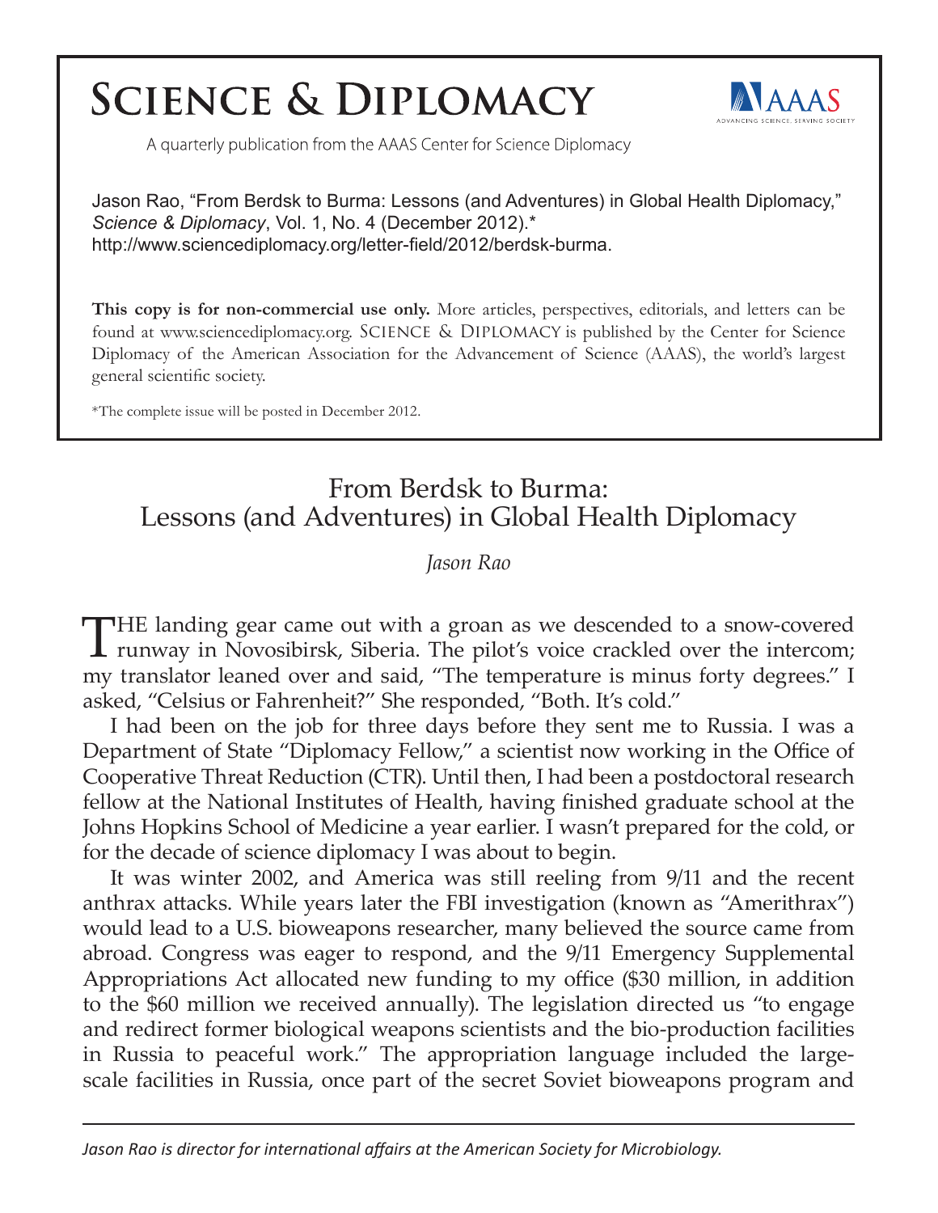# Science & Diplomacy

A quarterly publication from the AAAS Center for Science Diplomacy

Jason Rao, "From Berdsk to Burma: Lessons (and Adventures) in Global Health Diplomacy," *Science & Diplomacy*, Vol. 1, No. 4 (December 2012).*
http://www.sciencediplomacy.org/letter-field/2012/berdsk-burma.

**This copy is for non-commercial use only.** More articles, perspectives, editorials, and letters can be found at www.sciencediplomacy.org. SCIENCE & DIPLOMACY is published by the Center for Science Diplomacy of the American Association for the Advancement of Science (AAAS), the world's largest general scientific society.

*The complete issue will be posted in December 2012.

## From Berdsk to Burma: Lessons (and Adventures) in Global Health Diplomacy

*Jason Rao*

THE landing gear came out with a groan as we descended to a snow-covered runway in Novosibirsk, Siberia. The pilot's voice crackled over the intercom; my translator leaned over and said, "The temperature is minus forty degrees." I asked, "Celsius or Fahrenheit?" She responded, "Both. It's cold."

I had been on the job for three days before they sent me to Russia. I was a Department of State "Diplomacy Fellow," a scientist now working in the Office of Cooperative Threat Reduction (CTR). Until then, I had been a postdoctoral research fellow at the National Institutes of Health, having finished graduate school at the Johns Hopkins School of Medicine a year earlier. I wasn't prepared for the cold, or for the decade of science diplomacy I was about to begin.

It was winter 2002, and America was still reeling from 9/11 and the recent anthrax attacks. While years later the FBI investigation (known as "Amerithrax") would lead to a U.S. bioweapons researcher, many believed the source came from abroad. Congress was eager to respond, and the 9/11 Emergency Supplemental Appropriations Act allocated new funding to my office ($30 million, in addition to the $60 million we received annually). The legislation directed us "to engage and redirect former biological weapons scientists and the bio-production facilities in Russia to peaceful work." The appropriation language included the large-scale facilities in Russia, once part of the secret Soviet bioweapons program and

*Jason Rao is director for international affairs at the American Society for Microbiology.*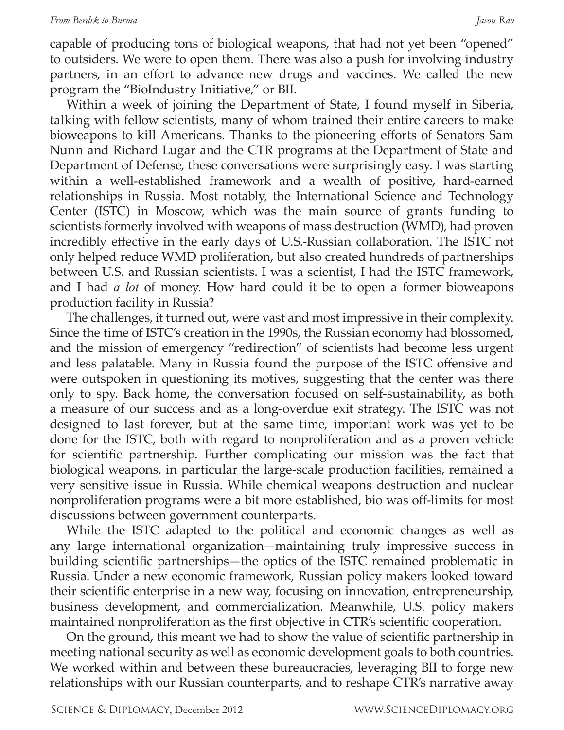capable of producing tons of biological weapons, that had not yet been "opened" to outsiders. We were to open them. There was also a push for involving industry partners, in an effort to advance new drugs and vaccines. We called the new program the "BioIndustry Initiative," or BII.

Within a week of joining the Department of State, I found myself in Siberia, talking with fellow scientists, many of whom trained their entire careers to make bioweapons to kill Americans. Thanks to the pioneering efforts of Senators Sam Nunn and Richard Lugar and the CTR programs at the Department of State and Department of Defense, these conversations were surprisingly easy. I was starting within a well-established framework and a wealth of positive, hard-earned relationships in Russia. Most notably, the International Science and Technology Center (ISTC) in Moscow, which was the main source of grants funding to scientists formerly involved with weapons of mass destruction (WMD), had proven incredibly effective in the early days of U.S.-Russian collaboration. The ISTC not only helped reduce WMD proliferation, but also created hundreds of partnerships between U.S. and Russian scientists. I was a scientist, I had the ISTC framework, and I had *a lot* of money. How hard could it be to open a former bioweapons production facility in Russia?

The challenges, it turned out, were vast and most impressive in their complexity. Since the time of ISTC's creation in the 1990s, the Russian economy had blossomed, and the mission of emergency "redirection" of scientists had become less urgent and less palatable. Many in Russia found the purpose of the ISTC offensive and were outspoken in questioning its motives, suggesting that the center was there only to spy. Back home, the conversation focused on self-sustainability, as both a measure of our success and as a long-overdue exit strategy. The ISTC was not designed to last forever, but at the same time, important work was yet to be done for the ISTC, both with regard to nonproliferation and as a proven vehicle for scientific partnership. Further complicating our mission was the fact that biological weapons, in particular the large-scale production facilities, remained a very sensitive issue in Russia. While chemical weapons destruction and nuclear nonproliferation programs were a bit more established, bio was off-limits for most discussions between government counterparts.

While the ISTC adapted to the political and economic changes as well as any large international organization—maintaining truly impressive success in building scientific partnerships—the optics of the ISTC remained problematic in Russia. Under a new economic framework, Russian policy makers looked toward their scientific enterprise in a new way, focusing on innovation, entrepreneurship, business development, and commercialization. Meanwhile, U.S. policy makers maintained nonproliferation as the first objective in CTR's scientific cooperation.

On the ground, this meant we had to show the value of scientific partnership in meeting national security as well as economic development goals to both countries. We worked within and between these bureaucracies, leveraging BII to forge new relationships with our Russian counterparts, and to reshape CTR's narrative away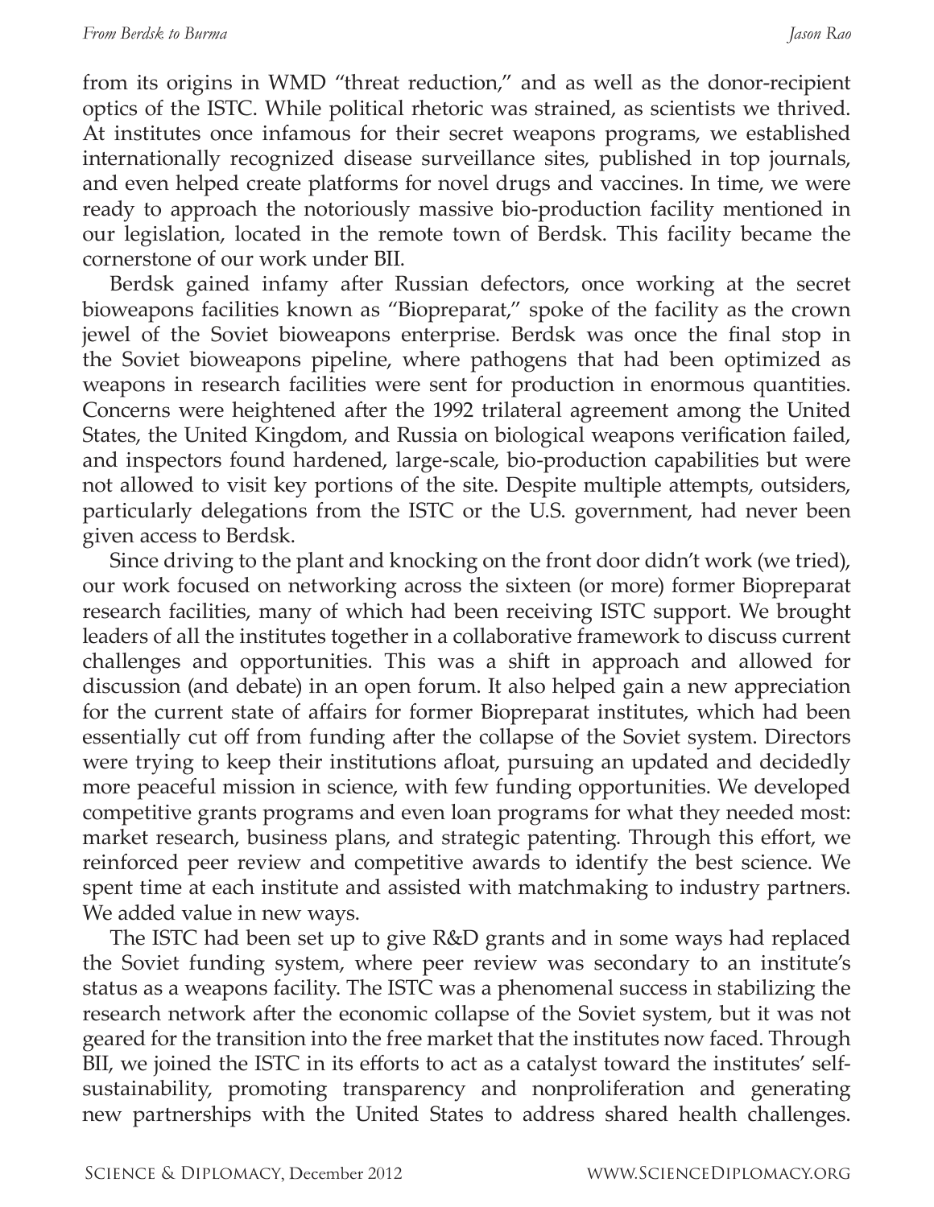from its origins in WMD "threat reduction," and as well as the donor-recipient optics of the ISTC. While political rhetoric was strained, as scientists we thrived. At institutes once infamous for their secret weapons programs, we established internationally recognized disease surveillance sites, published in top journals, and even helped create platforms for novel drugs and vaccines. In time, we were ready to approach the notoriously massive bio-production facility mentioned in our legislation, located in the remote town of Berdsk. This facility became the cornerstone of our work under BII.

Berdsk gained infamy after Russian defectors, once working at the secret bioweapons facilities known as "Biopreparat," spoke of the facility as the crown jewel of the Soviet bioweapons enterprise. Berdsk was once the final stop in the Soviet bioweapons pipeline, where pathogens that had been optimized as weapons in research facilities were sent for production in enormous quantities. Concerns were heightened after the 1992 trilateral agreement among the United States, the United Kingdom, and Russia on biological weapons verification failed, and inspectors found hardened, large-scale, bio-production capabilities but were not allowed to visit key portions of the site. Despite multiple attempts, outsiders, particularly delegations from the ISTC or the U.S. government, had never been given access to Berdsk.

Since driving to the plant and knocking on the front door didn't work (we tried), our work focused on networking across the sixteen (or more) former Biopreparat research facilities, many of which had been receiving ISTC support. We brought leaders of all the institutes together in a collaborative framework to discuss current challenges and opportunities. This was a shift in approach and allowed for discussion (and debate) in an open forum. It also helped gain a new appreciation for the current state of affairs for former Biopreparat institutes, which had been essentially cut off from funding after the collapse of the Soviet system. Directors were trying to keep their institutions afloat, pursuing an updated and decidedly more peaceful mission in science, with few funding opportunities. We developed competitive grants programs and even loan programs for what they needed most: market research, business plans, and strategic patenting. Through this effort, we reinforced peer review and competitive awards to identify the best science. We spent time at each institute and assisted with matchmaking to industry partners. We added value in new ways.

The ISTC had been set up to give R&D grants and in some ways had replaced the Soviet funding system, where peer review was secondary to an institute's status as a weapons facility. The ISTC was a phenomenal success in stabilizing the research network after the economic collapse of the Soviet system, but it was not geared for the transition into the free market that the institutes now faced. Through BII, we joined the ISTC in its efforts to act as a catalyst toward the institutes' self-sustainability, promoting transparency and nonproliferation and generating new partnerships with the United States to address shared health challenges.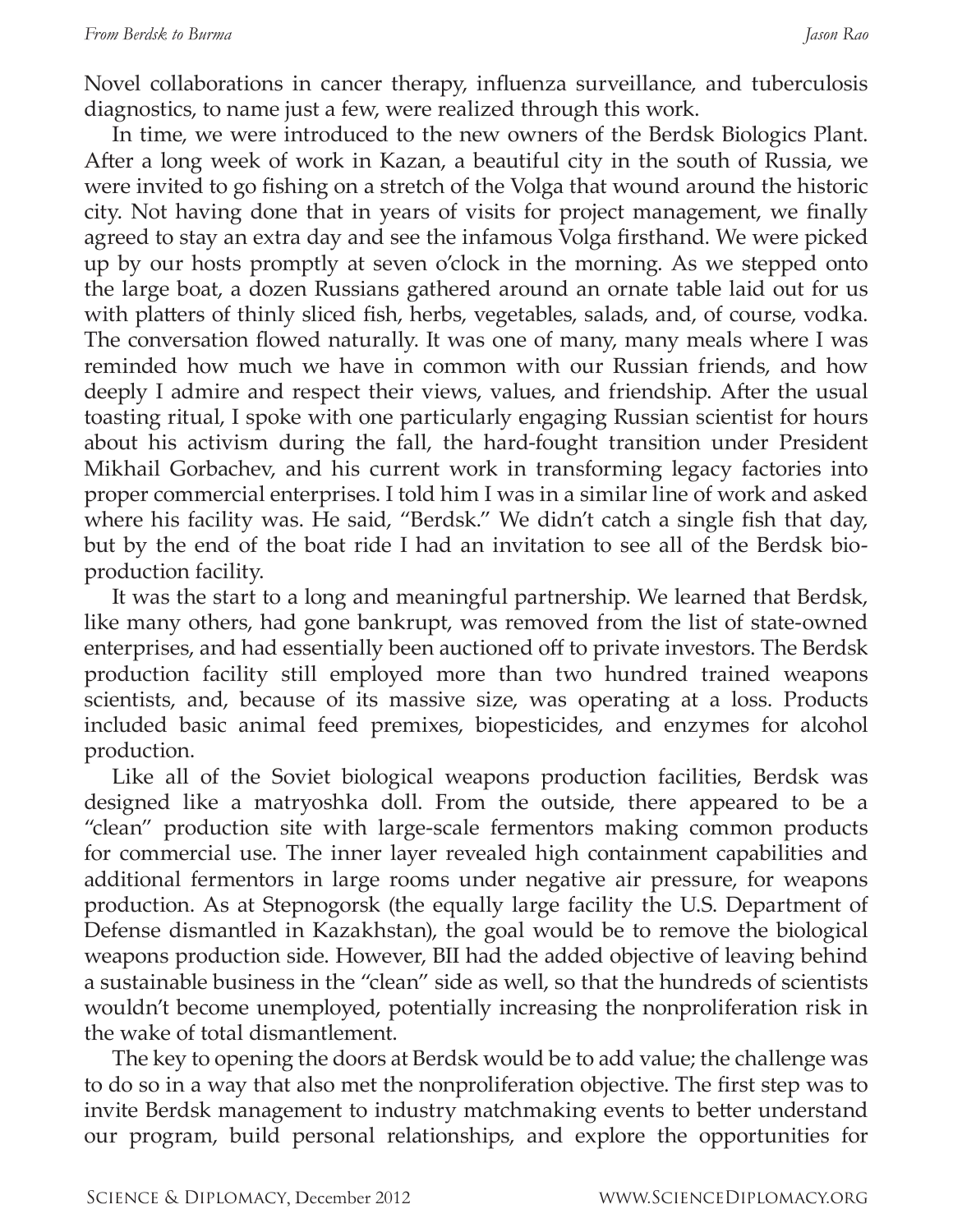Novel collaborations in cancer therapy, influenza surveillance, and tuberculosis diagnostics, to name just a few, were realized through this work.

In time, we were introduced to the new owners of the Berdsk Biologics Plant. After a long week of work in Kazan, a beautiful city in the south of Russia, we were invited to go fishing on a stretch of the Volga that wound around the historic city. Not having done that in years of visits for project management, we finally agreed to stay an extra day and see the infamous Volga firsthand. We were picked up by our hosts promptly at seven o'clock in the morning. As we stepped onto the large boat, a dozen Russians gathered around an ornate table laid out for us with platters of thinly sliced fish, herbs, vegetables, salads, and, of course, vodka. The conversation flowed naturally. It was one of many, many meals where I was reminded how much we have in common with our Russian friends, and how deeply I admire and respect their views, values, and friendship. After the usual toasting ritual, I spoke with one particularly engaging Russian scientist for hours about his activism during the fall, the hard-fought transition under President Mikhail Gorbachev, and his current work in transforming legacy factories into proper commercial enterprises. I told him I was in a similar line of work and asked where his facility was. He said, "Berdsk." We didn't catch a single fish that day, but by the end of the boat ride I had an invitation to see all of the Berdsk bio-production facility.

It was the start to a long and meaningful partnership. We learned that Berdsk, like many others, had gone bankrupt, was removed from the list of state-owned enterprises, and had essentially been auctioned off to private investors. The Berdsk production facility still employed more than two hundred trained weapons scientists, and, because of its massive size, was operating at a loss. Products included basic animal feed premixes, biopesticides, and enzymes for alcohol production.

Like all of the Soviet biological weapons production facilities, Berdsk was designed like a matryoshka doll. From the outside, there appeared to be a "clean" production site with large-scale fermentors making common products for commercial use. The inner layer revealed high containment capabilities and additional fermentors in large rooms under negative air pressure, for weapons production. As at Stepnogorsk (the equally large facility the U.S. Department of Defense dismantled in Kazakhstan), the goal would be to remove the biological weapons production side. However, BII had the added objective of leaving behind a sustainable business in the "clean" side as well, so that the hundreds of scientists wouldn't become unemployed, potentially increasing the nonproliferation risk in the wake of total dismantlement.

The key to opening the doors at Berdsk would be to add value; the challenge was to do so in a way that also met the nonproliferation objective. The first step was to invite Berdsk management to industry matchmaking events to better understand our program, build personal relationships, and explore the opportunities for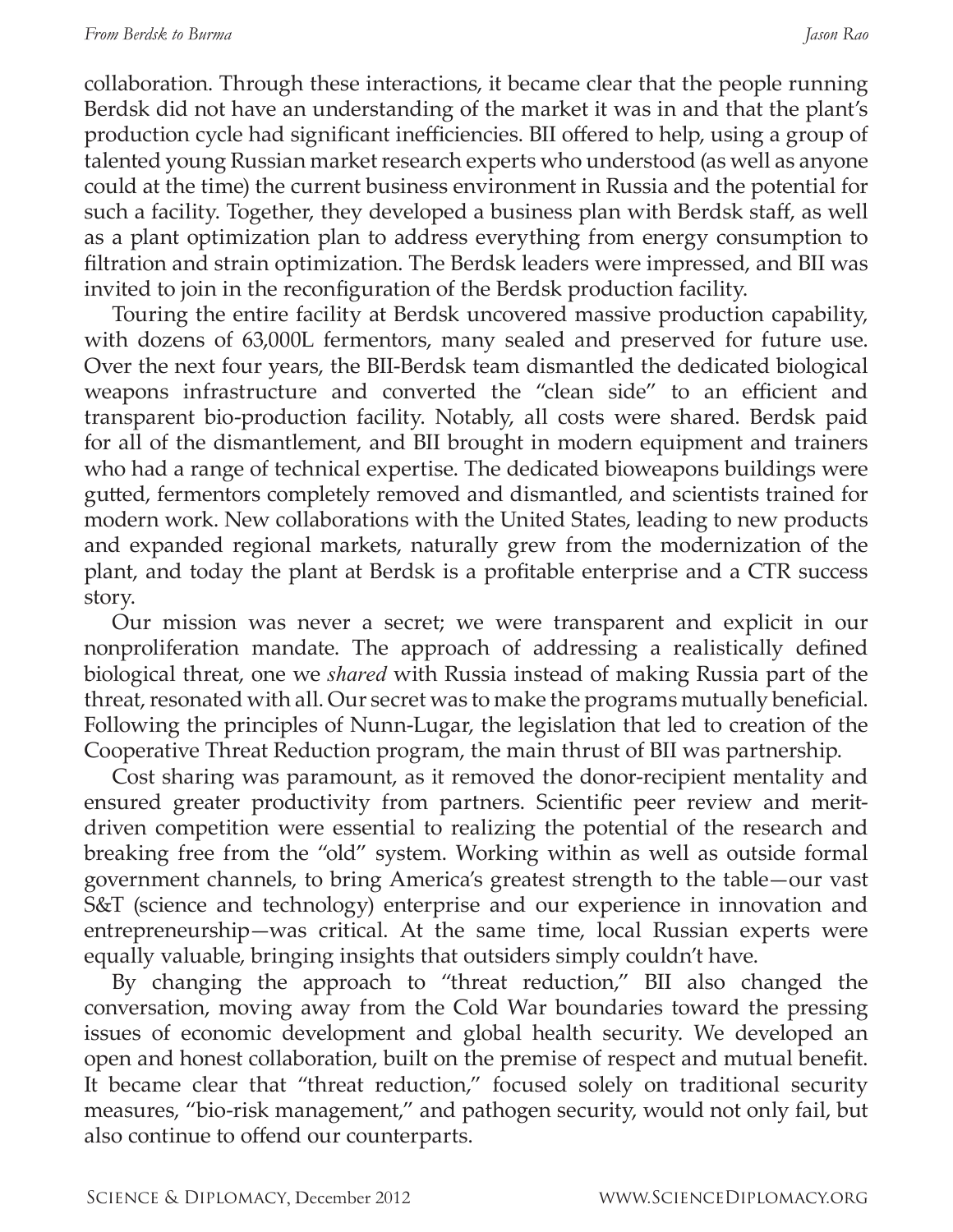collaboration. Through these interactions, it became clear that the people running Berdsk did not have an understanding of the market it was in and that the plant's production cycle had significant inefficiencies. BII offered to help, using a group of talented young Russian market research experts who understood (as well as anyone could at the time) the current business environment in Russia and the potential for such a facility. Together, they developed a business plan with Berdsk staff, as well as a plant optimization plan to address everything from energy consumption to filtration and strain optimization. The Berdsk leaders were impressed, and BII was invited to join in the reconfiguration of the Berdsk production facility.

Touring the entire facility at Berdsk uncovered massive production capability, with dozens of 63,000L fermentors, many sealed and preserved for future use. Over the next four years, the BII-Berdsk team dismantled the dedicated biological weapons infrastructure and converted the "clean side" to an efficient and transparent bio-production facility. Notably, all costs were shared. Berdsk paid for all of the dismantlement, and BII brought in modern equipment and trainers who had a range of technical expertise. The dedicated bioweapons buildings were gutted, fermentors completely removed and dismantled, and scientists trained for modern work. New collaborations with the United States, leading to new products and expanded regional markets, naturally grew from the modernization of the plant, and today the plant at Berdsk is a profitable enterprise and a CTR success story.

Our mission was never a secret; we were transparent and explicit in our nonproliferation mandate. The approach of addressing a realistically defined biological threat, one we *shared* with Russia instead of making Russia part of the threat, resonated with all. Our secret was to make the programs mutually beneficial. Following the principles of Nunn-Lugar, the legislation that led to creation of the Cooperative Threat Reduction program, the main thrust of BII was partnership.

Cost sharing was paramount, as it removed the donor-recipient mentality and ensured greater productivity from partners. Scientific peer review and merit-driven competition were essential to realizing the potential of the research and breaking free from the "old" system. Working within as well as outside formal government channels, to bring America's greatest strength to the table—our vast S&T (science and technology) enterprise and our experience in innovation and entrepreneurship—was critical. At the same time, local Russian experts were equally valuable, bringing insights that outsiders simply couldn't have.

By changing the approach to "threat reduction," BII also changed the conversation, moving away from the Cold War boundaries toward the pressing issues of economic development and global health security. We developed an open and honest collaboration, built on the premise of respect and mutual benefit. It became clear that "threat reduction," focused solely on traditional security measures, "bio-risk management," and pathogen security, would not only fail, but also continue to offend our counterparts.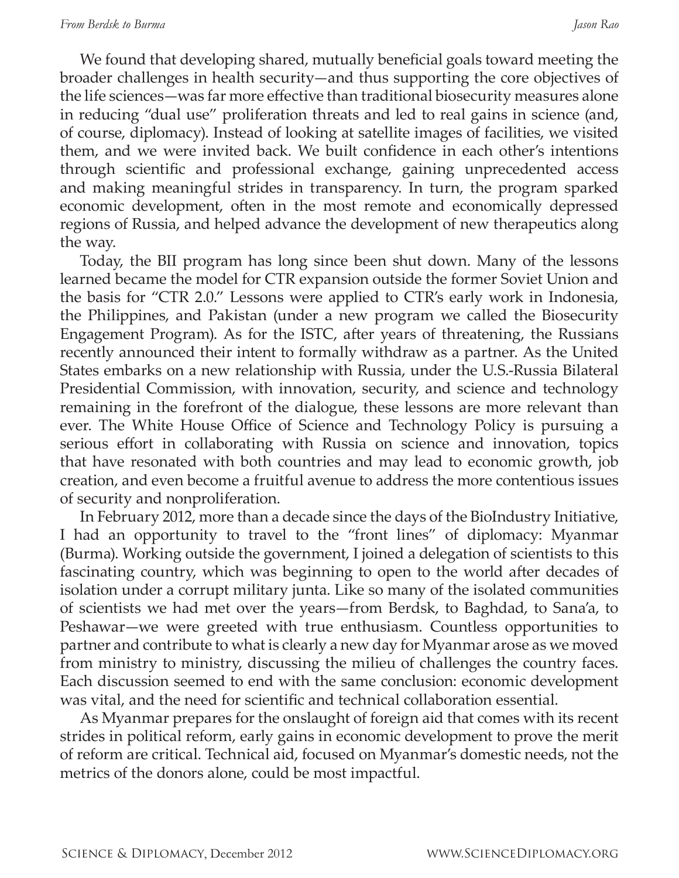We found that developing shared, mutually beneficial goals toward meeting the broader challenges in health security—and thus supporting the core objectives of the life sciences—was far more effective than traditional biosecurity measures alone in reducing "dual use" proliferation threats and led to real gains in science (and, of course, diplomacy). Instead of looking at satellite images of facilities, we visited them, and we were invited back. We built confidence in each other's intentions through scientific and professional exchange, gaining unprecedented access and making meaningful strides in transparency. In turn, the program sparked economic development, often in the most remote and economically depressed regions of Russia, and helped advance the development of new therapeutics along the way.

Today, the BII program has long since been shut down. Many of the lessons learned became the model for CTR expansion outside the former Soviet Union and the basis for "CTR 2.0." Lessons were applied to CTR's early work in Indonesia, the Philippines, and Pakistan (under a new program we called the Biosecurity Engagement Program). As for the ISTC, after years of threatening, the Russians recently announced their intent to formally withdraw as a partner. As the United States embarks on a new relationship with Russia, under the U.S.-Russia Bilateral Presidential Commission, with innovation, security, and science and technology remaining in the forefront of the dialogue, these lessons are more relevant than ever. The White House Office of Science and Technology Policy is pursuing a serious effort in collaborating with Russia on science and innovation, topics that have resonated with both countries and may lead to economic growth, job creation, and even become a fruitful avenue to address the more contentious issues of security and nonproliferation.

In February 2012, more than a decade since the days of the BioIndustry Initiative, I had an opportunity to travel to the "front lines" of diplomacy: Myanmar (Burma). Working outside the government, I joined a delegation of scientists to this fascinating country, which was beginning to open to the world after decades of isolation under a corrupt military junta. Like so many of the isolated communities of scientists we had met over the years—from Berdsk, to Baghdad, to Sana'a, to Peshawar—we were greeted with true enthusiasm. Countless opportunities to partner and contribute to what is clearly a new day for Myanmar arose as we moved from ministry to ministry, discussing the milieu of challenges the country faces. Each discussion seemed to end with the same conclusion: economic development was vital, and the need for scientific and technical collaboration essential.

As Myanmar prepares for the onslaught of foreign aid that comes with its recent strides in political reform, early gains in economic development to prove the merit of reform are critical. Technical aid, focused on Myanmar's domestic needs, not the metrics of the donors alone, could be most impactful.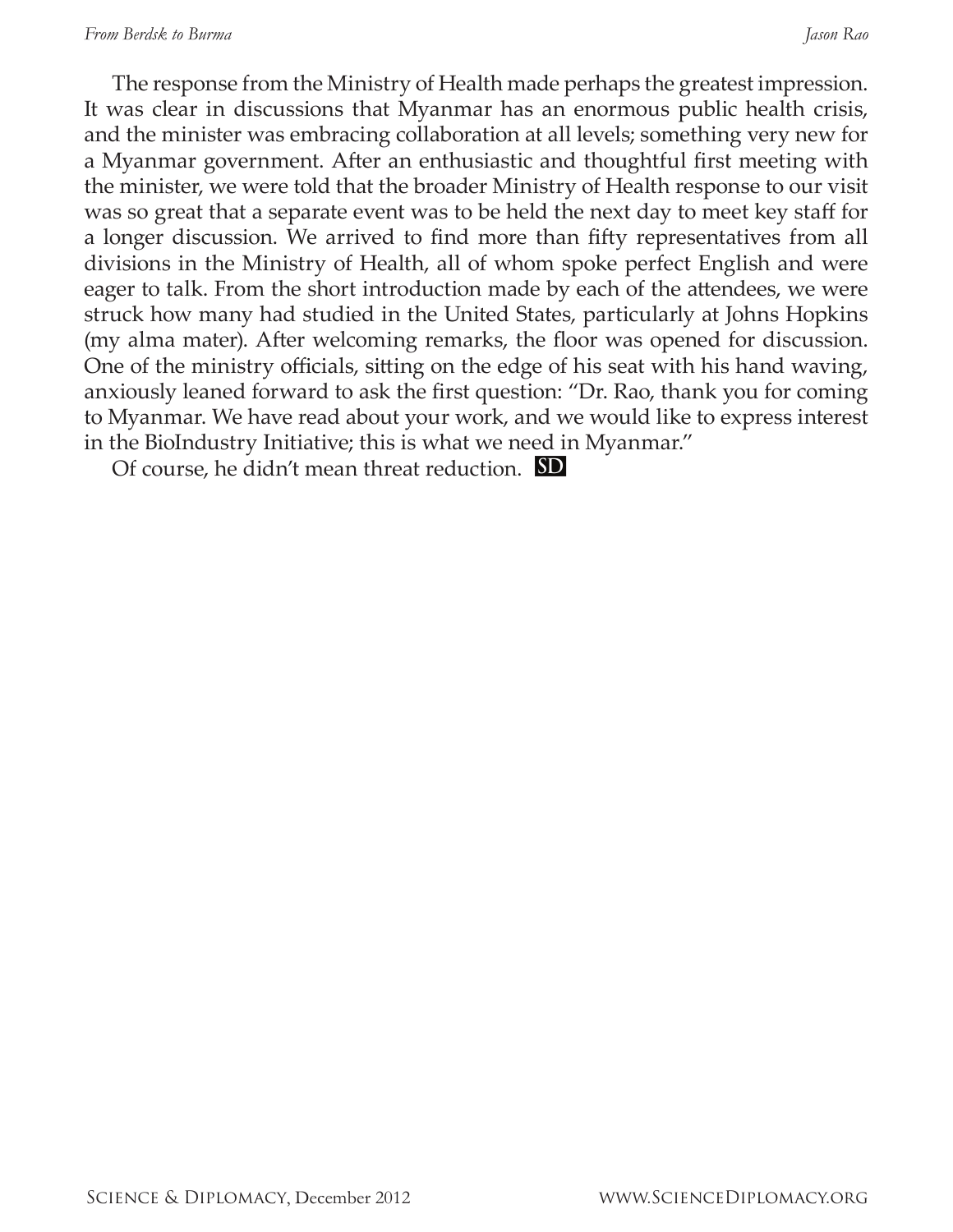The response from the Ministry of Health made perhaps the greatest impression. It was clear in discussions that Myanmar has an enormous public health crisis, and the minister was embracing collaboration at all levels; something very new for a Myanmar government. After an enthusiastic and thoughtful first meeting with the minister, we were told that the broader Ministry of Health response to our visit was so great that a separate event was to be held the next day to meet key staff for a longer discussion. We arrived to find more than fifty representatives from all divisions in the Ministry of Health, all of whom spoke perfect English and were eager to talk. From the short introduction made by each of the attendees, we were struck how many had studied in the United States, particularly at Johns Hopkins (my alma mater). After welcoming remarks, the floor was opened for discussion. One of the ministry officials, sitting on the edge of his seat with his hand waving, anxiously leaned forward to ask the first question: "Dr. Rao, thank you for coming to Myanmar. We have read about your work, and we would like to express interest in the BioIndustry Initiative; this is what we need in Myanmar."

Of course, he didn't mean threat reduction. SD